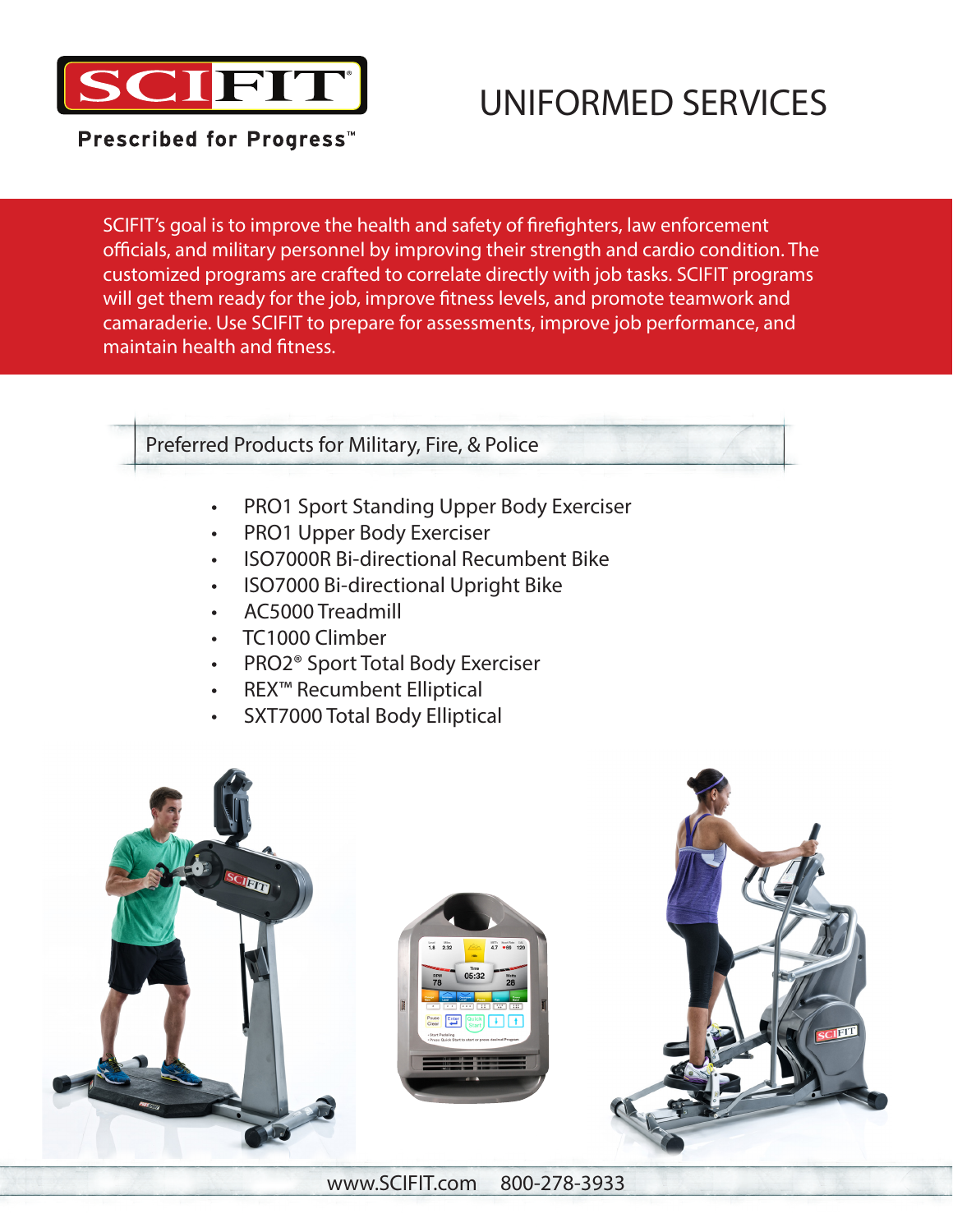SCIFIT

Prescribed for Progress™

# UNIFORMED SERVICES

SCIFIT's goal is to improve the health and safety of firefighters, law enforcement officials, and military personnel by improving their strength and cardio condition. The customized programs are crafted to correlate directly with job tasks. SCIFIT programs will get them ready for the job, improve fitness levels, and promote teamwork and camaraderie. Use SCIFIT to prepare for assessments, improve job performance, and maintain health and fitness.

## Preferred Products for Military, Fire, & Police

- PRO1 Sport Standing Upper Body Exerciser
- PRO1 Upper Body Exerciser
- ISO7000R Bi-directional Recumbent Bike
- ISO7000 Bi-directional Upright Bike
- AC5000 Treadmill
- TC1000 Climber
- PRO2® Sport Total Body Exerciser
- REX™ Recumbent Elliptical
- SXT7000 Total Body Elliptical

www.SCIFIT.com 800-278-3933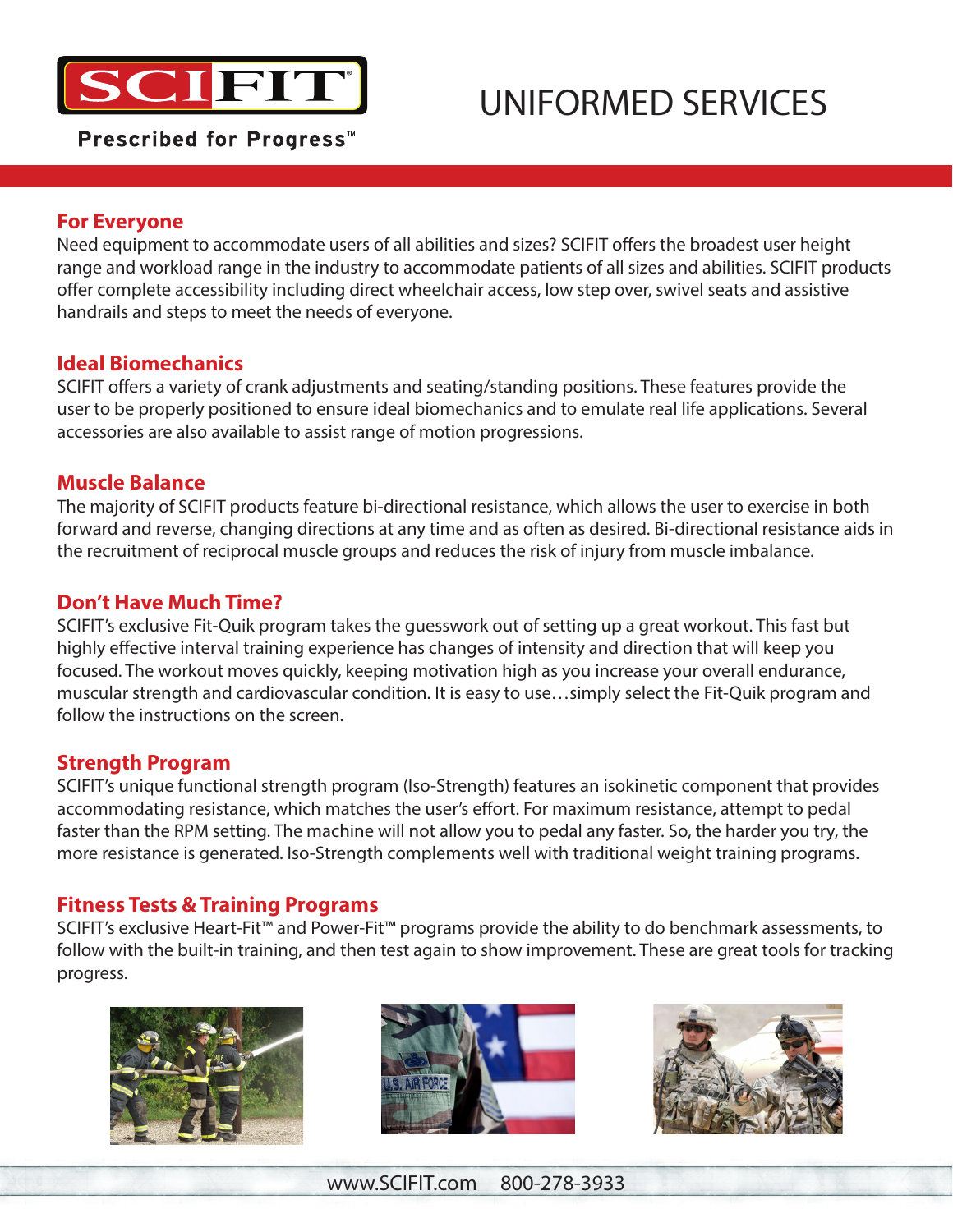SCIFIT

Prescribed for Progress™

# UNIFORMED SERVICES

## For Everyone

Need equipment to accommodate users of all abilities and sizes? SCIFIT offers the broadest user height range and workload range in the industry to accommodate patients of all sizes and abilities. SCIFIT products offer complete accessibility including direct wheelchair access, low step over, swivel seats and assistive handrails and steps to meet the needs of everyone.

## Ideal Biomechanics

SCIFIT offers a variety of crank adjustments and seating/standing positions. These features provide the user to be properly positioned to ensure ideal biomechanics and to emulate real life applications. Several accessories are also available to assist range of motion progressions.

## Muscle Balance

The majority of SCIFIT products feature bi-directional resistance, which allows the user to exercise in both forward and reverse, changing directions at any time and as often as desired. Bi-directional resistance aids in the recruitment of reciprocal muscle groups and reduces the risk of injury from muscle imbalance.

## Don't Have Much Time?

SCIFIT's exclusive Fit-Quik program takes the guesswork out of setting up a great workout. This fast but highly effective interval training experience has changes of intensity and direction that will keep you focused. The workout moves quickly, keeping motivation high as you increase your overall endurance, muscular strength and cardiovascular condition. It is easy to use…simply select the Fit-Quik program and follow the instructions on the screen.

## Strength Program

SCIFIT's unique functional strength program (Iso-Strength) features an isokinetic component that provides accommodating resistance, which matches the user's effort. For maximum resistance, attempt to pedal faster than the RPM setting. The machine will not allow you to pedal any faster. So, the harder you try, the more resistance is generated. Iso-Strength complements well with traditional weight training programs.

## Fitness Tests & Training Programs

SCIFIT's exclusive Heart-Fit™ and Power-Fit™ programs provide the ability to do benchmark assessments, to follow with the built-in training, and then test again to show improvement. These are great tools for tracking progress.

www.SCIFIT.com 800-278-3933